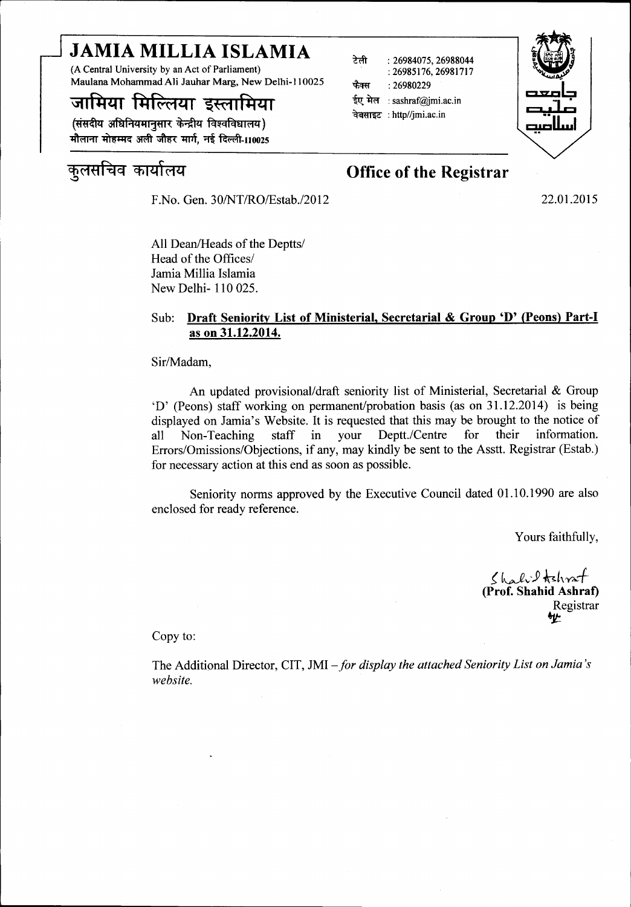# JAMIA MILLIA ISLAMIA

(A Central University by an Act of Parliament)
Maulana Mohammad Ali Jauhar Marg, New Delhi-110025

# जामिया मिल्लिया इस्लामिया

(संसदीय अधिनियमानुसार केन्द्रीय विश्वविद्यालय)
मौलाना मोहम्मद अली जौहर मार्ग, नई दिल्ली-110025

टेली : 26984075, 26988044
: 26985176, 26981717
फैक्स : 26980229
ईए मेल : sashraf@jmi.ac.in
वेबसाइट : http//jmi.ac.in

جامعہ ملیہ اسلامیہ

## कुलसचिव कार्यालय

## Office of the Registrar

F.No. Gen. 30/NT/RO/Estab./2012

22.01.2015

All Dean/Heads of the Deptts/
Head of the Offices/
Jamia Millia Islamia
New Delhi- 110 025.

Sub: **Draft Seniority List of Ministerial, Secretarial & Group 'D' (Peons) Part-I as on 31.12.2014.**

Sir/Madam,

An updated provisional/draft seniority list of Ministerial, Secretarial & Group 'D' (Peons) staff working on permanent/probation basis (as on 31.12.2014) is being displayed on Jamia's Website. It is requested that this may be brought to the notice of all Non-Teaching staff in your Deptt./Centre for their information. Errors/Omissions/Objections, if any, may kindly be sent to the Asstt. Registrar (Estab.) for necessary action at this end as soon as possible.

Seniority norms approved by the Executive Council dated 01.10.1990 are also enclosed for ready reference.

Yours faithfully,

Shahid Ashraf
**(Prof. Shahid Ashraf)**
Registrar

Copy to:

The Additional Director, CIT, JMI – *for display the attached Seniority List on Jamia's website.*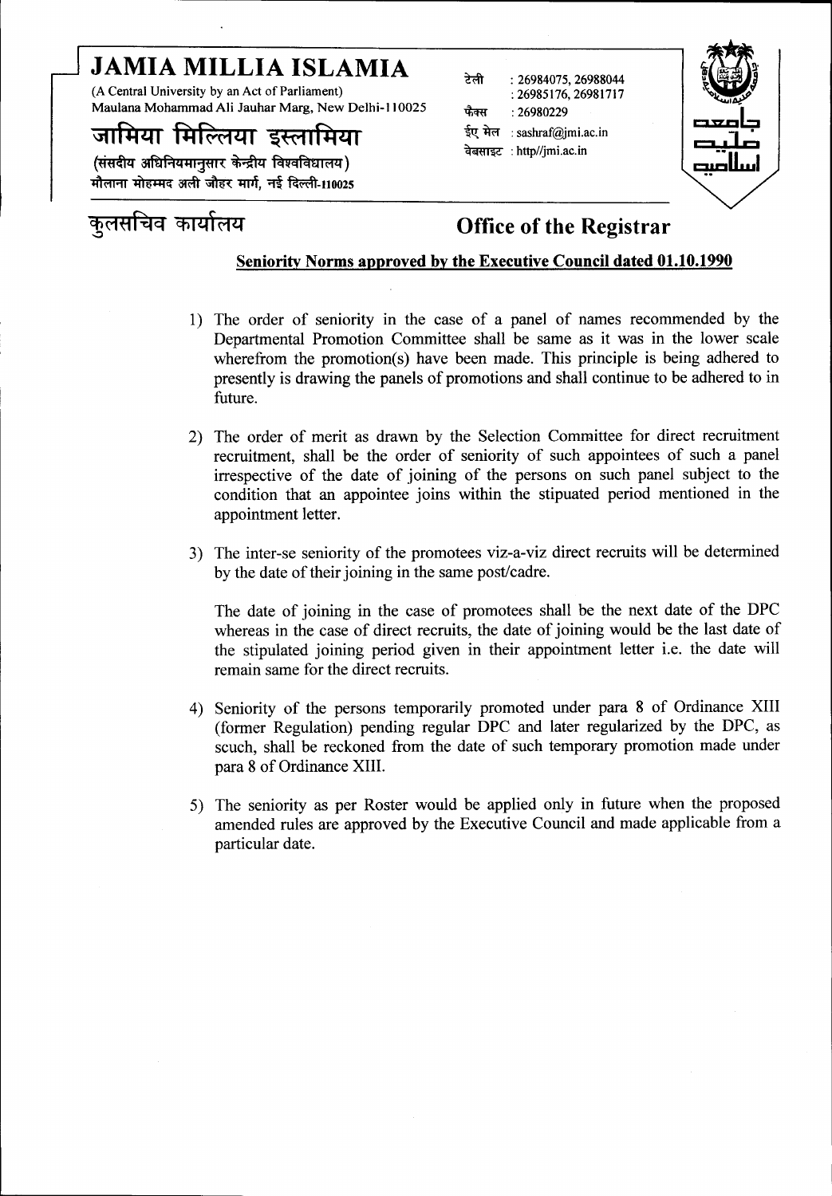# JAMIA MILLIA ISLAMIA

(A Central University by an Act of Parliament)
Maulana Mohammad Ali Jauhar Marg, New Delhi-110025

## जामिया मिल्लिया इस्लामिया

(संसदीय अधिनियमानुसार केन्द्रीय विश्वविद्यालय)
मौलाना मोहम्मद अली जौहर मार्ग, नई दिल्ली-110025

टेली : 26984075, 26988044
: 26985176, 26981717
फैक्स : 26980229
ईए मेल : sashraf@jmi.ac.in
वेबसाइट : http//jmi.ac.in

जامعہ ملیہ اسلامیہ

## कुलसचिव कार्यालय

## Office of the Registrar

**Seniority Norms approved by the Executive Council dated 01.10.1990**

1) The order of seniority in the case of a panel of names recommended by the Departmental Promotion Committee shall be same as it was in the lower scale wherefrom the promotion(s) have been made. This principle is being adhered to presently is drawing the panels of promotions and shall continue to be adhered to in future.

2) The order of merit as drawn by the Selection Committee for direct recruitment recruitment, shall be the order of seniority of such appointees of such a panel irrespective of the date of joining of the persons on such panel subject to the condition that an appointee joins within the stipuated period mentioned in the appointment letter.

3) The inter-se seniority of the promotees viz-a-viz direct recruits will be determined by the date of their joining in the same post/cadre.

   The date of joining in the case of promotees shall be the next date of the DPC whereas in the case of direct recruits, the date of joining would be the last date of the stipulated joining period given in their appointment letter i.e. the date will remain same for the direct recruits.

4) Seniority of the persons temporarily promoted under para 8 of Ordinance XIII (former Regulation) pending regular DPC and later regularized by the DPC, as scuch, shall be reckoned from the date of such temporary promotion made under para 8 of Ordinance XIII.

5) The seniority as per Roster would be applied only in future when the proposed amended rules are approved by the Executive Council and made applicable from a particular date.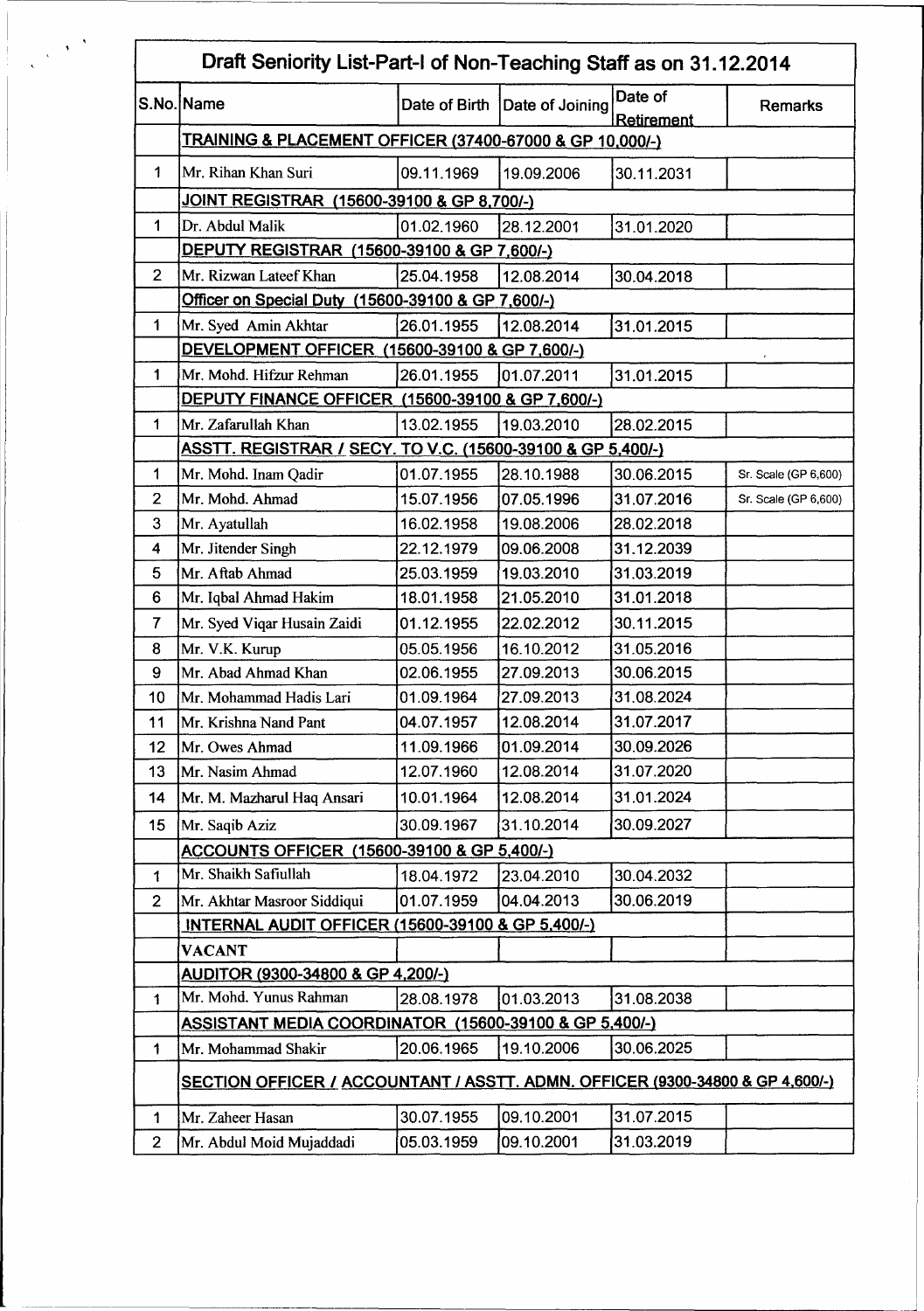# Draft Seniority List-Part-I of Non-Teaching Staff as on 31.12.2014

| S.No. | Name | Date of Birth | Date of Joining | Date of Retirement | Remarks |
|---|---|---|---|---|---|
| | **TRAINING & PLACEMENT OFFICER (37400-67000 & GP 10,000/-)** | | | | |
| 1 | Mr. Rihan Khan Suri | 09.11.1969 | 19.09.2006 | 30.11.2031 | |
| | **JOINT REGISTRAR (15600-39100 & GP 8,700/-)** | | | | |
| 1 | Dr. Abdul Malik | 01.02.1960 | 28.12.2001 | 31.01.2020 | |
| | **DEPUTY REGISTRAR (15600-39100 & GP 7,600/-)** | | | | |
| 2 | Mr. Rizwan Lateef Khan | 25.04.1958 | 12.08.2014 | 30.04.2018 | |
| | **Officer on Special Duty (15600-39100 & GP 7,600/-)** | | | | |
| 1 | Mr. Syed Amin Akhtar | 26.01.1955 | 12.08.2014 | 31.01.2015 | |
| | **DEVELOPMENT OFFICER (15600-39100 & GP 7,600/-)** | | | | |
| 1 | Mr. Mohd. Hifzur Rehman | 26.01.1955 | 01.07.2011 | 31.01.2015 | |
| | **DEPUTY FINANCE OFFICER (15600-39100 & GP 7,600/-)** | | | | |
| 1 | Mr. Zafarullah Khan | 13.02.1955 | 19.03.2010 | 28.02.2015 | |
| | **ASSTT. REGISTRAR / SECY. TO V.C. (15600-39100 & GP 5,400/-)** | | | | |
| 1 | Mr. Mohd. Inam Qadir | 01.07.1955 | 28.10.1988 | 30.06.2015 | Sr. Scale (GP 6,600) |
| 2 | Mr. Mohd. Ahmad | 15.07.1956 | 07.05.1996 | 31.07.2016 | Sr. Scale (GP 6,600) |
| 3 | Mr. Ayatullah | 16.02.1958 | 19.08.2006 | 28.02.2018 | |
| 4 | Mr. Jitender Singh | 22.12.1979 | 09.06.2008 | 31.12.2039 | |
| 5 | Mr. Aftab Ahmad | 25.03.1959 | 19.03.2010 | 31.03.2019 | |
| 6 | Mr. Iqbal Ahmad Hakim | 18.01.1958 | 21.05.2010 | 31.01.2018 | |
| 7 | Mr. Syed Viqar Husain Zaidi | 01.12.1955 | 22.02.2012 | 30.11.2015 | |
| 8 | Mr. V.K. Kurup | 05.05.1956 | 16.10.2012 | 31.05.2016 | |
| 9 | Mr. Abad Ahmad Khan | 02.06.1955 | 27.09.2013 | 30.06.2015 | |
| 10 | Mr. Mohammad Hadis Lari | 01.09.1964 | 27.09.2013 | 31.08.2024 | |
| 11 | Mr. Krishna Nand Pant | 04.07.1957 | 12.08.2014 | 31.07.2017 | |
| 12 | Mr. Owes Ahmad | 11.09.1966 | 01.09.2014 | 30.09.2026 | |
| 13 | Mr. Nasim Ahmad | 12.07.1960 | 12.08.2014 | 31.07.2020 | |
| 14 | Mr. M. Mazharul Haq Ansari | 10.01.1964 | 12.08.2014 | 31.01.2024 | |
| 15 | Mr. Saqib Aziz | 30.09.1967 | 31.10.2014 | 30.09.2027 | |
| | **ACCOUNTS OFFICER (15600-39100 & GP 5,400/-)** | | | | |
| 1 | Mr. Shaikh Safiullah | 18.04.1972 | 23.04.2010 | 30.04.2032 | |
| 2 | Mr. Akhtar Masroor Siddiqui | 01.07.1959 | 04.04.2013 | 30.06.2019 | |
| | **INTERNAL AUDIT OFFICER (15600-39100 & GP 5,400/-)** | | | | |
| | **VACANT** | | | | |
| | **AUDITOR (9300-34800 & GP 4,200/-)** | | | | |
| 1 | Mr. Mohd. Yunus Rahman | 28.08.1978 | 01.03.2013 | 31.08.2038 | |
| | **ASSISTANT MEDIA COORDINATOR (15600-39100 & GP 5,400/-)** | | | | |
| 1 | Mr. Mohammad Shakir | 20.06.1965 | 19.10.2006 | 30.06.2025 | |
| | **SECTION OFFICER / ACCOUNTANT / ASSTT. ADMN. OFFICER (9300-34800 & GP 4,600/-)** | | | | |
| 1 | Mr. Zaheer Hasan | 30.07.1955 | 09.10.2001 | 31.07.2015 | |
| 2 | Mr. Abdul Moid Mujaddadi | 05.03.1959 | 09.10.2001 | 31.03.2019 | |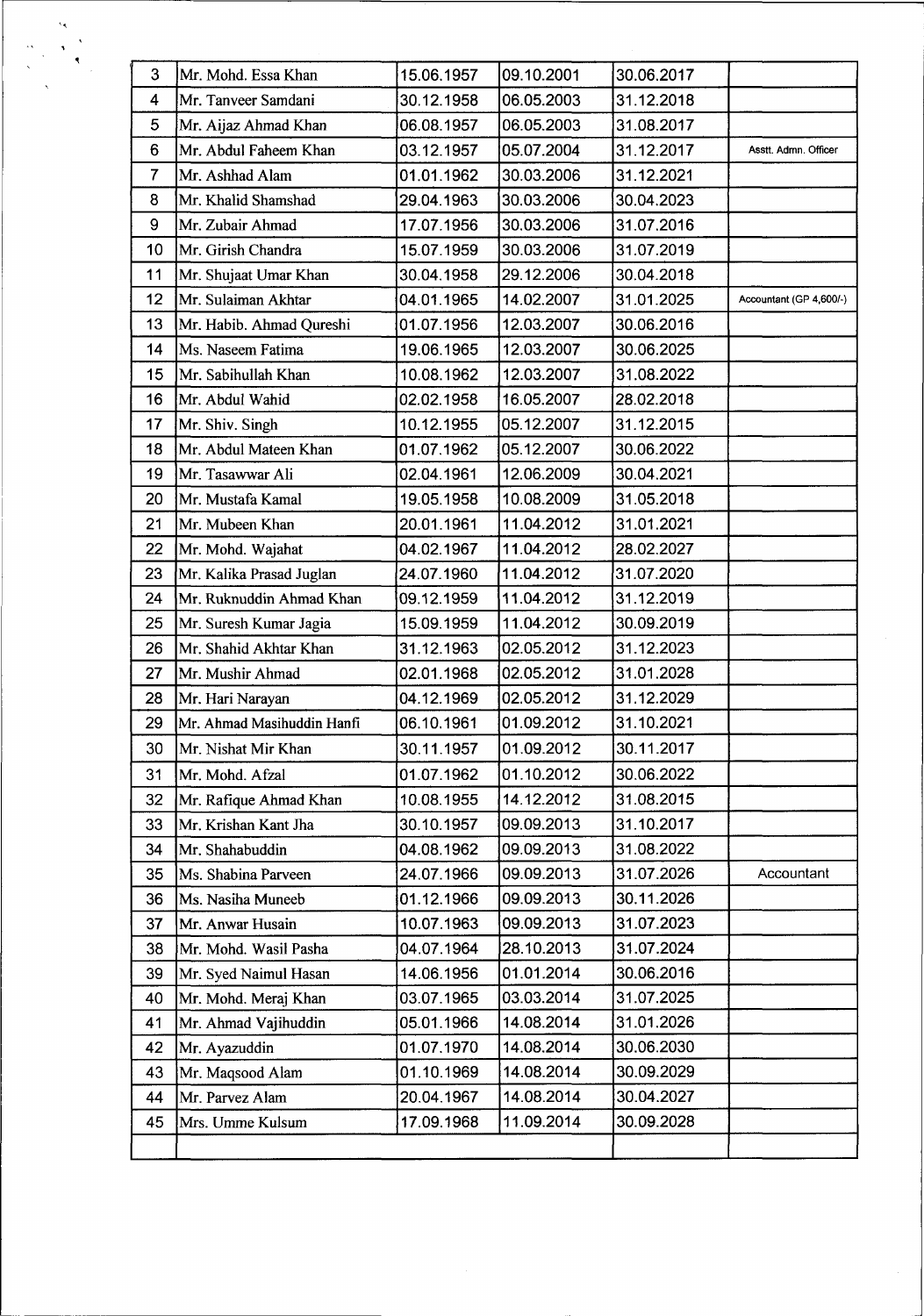| 3 | Mr. Mohd. Essa Khan | 15.06.1957 | 09.10.2001 | 30.06.2017 | |
|---|---|---|---|---|---|
| 4 | Mr. Tanveer Samdani | 30.12.1958 | 06.05.2003 | 31.12.2018 | |
| 5 | Mr. Aijaz Ahmad Khan | 06.08.1957 | 06.05.2003 | 31.08.2017 | |
| 6 | Mr. Abdul Faheem Khan | 03.12.1957 | 05.07.2004 | 31.12.2017 | Asstt. Admn. Officer |
| 7 | Mr. Ashhad Alam | 01.01.1962 | 30.03.2006 | 31.12.2021 | |
| 8 | Mr. Khalid Shamshad | 29.04.1963 | 30.03.2006 | 30.04.2023 | |
| 9 | Mr. Zubair Ahmad | 17.07.1956 | 30.03.2006 | 31.07.2016 | |
| 10 | Mr. Girish Chandra | 15.07.1959 | 30.03.2006 | 31.07.2019 | |
| 11 | Mr. Shujaat Umar Khan | 30.04.1958 | 29.12.2006 | 30.04.2018 | |
| 12 | Mr. Sulaiman Akhtar | 04.01.1965 | 14.02.2007 | 31.01.2025 | Accountant (GP 4,600/-) |
| 13 | Mr. Habib. Ahmad Qureshi | 01.07.1956 | 12.03.2007 | 30.06.2016 | |
| 14 | Ms. Naseem Fatima | 19.06.1965 | 12.03.2007 | 30.06.2025 | |
| 15 | Mr. Sabihullah Khan | 10.08.1962 | 12.03.2007 | 31.08.2022 | |
| 16 | Mr. Abdul Wahid | 02.02.1958 | 16.05.2007 | 28.02.2018 | |
| 17 | Mr. Shiv. Singh | 10.12.1955 | 05.12.2007 | 31.12.2015 | |
| 18 | Mr. Abdul Mateen Khan | 01.07.1962 | 05.12.2007 | 30.06.2022 | |
| 19 | Mr. Tasawwar Ali | 02.04.1961 | 12.06.2009 | 30.04.2021 | |
| 20 | Mr. Mustafa Kamal | 19.05.1958 | 10.08.2009 | 31.05.2018 | |
| 21 | Mr. Mubeen Khan | 20.01.1961 | 11.04.2012 | 31.01.2021 | |
| 22 | Mr. Mohd. Wajahat | 04.02.1967 | 11.04.2012 | 28.02.2027 | |
| 23 | Mr. Kalika Prasad Juglan | 24.07.1960 | 11.04.2012 | 31.07.2020 | |
| 24 | Mr. Ruknuddin Ahmad Khan | 09.12.1959 | 11.04.2012 | 31.12.2019 | |
| 25 | Mr. Suresh Kumar Jagia | 15.09.1959 | 11.04.2012 | 30.09.2019 | |
| 26 | Mr. Shahid Akhtar Khan | 31.12.1963 | 02.05.2012 | 31.12.2023 | |
| 27 | Mr. Mushir Ahmad | 02.01.1968 | 02.05.2012 | 31.01.2028 | |
| 28 | Mr. Hari Narayan | 04.12.1969 | 02.05.2012 | 31.12.2029 | |
| 29 | Mr. Ahmad Masihuddin Hanfi | 06.10.1961 | 01.09.2012 | 31.10.2021 | |
| 30 | Mr. Nishat Mir Khan | 30.11.1957 | 01.09.2012 | 30.11.2017 | |
| 31 | Mr. Mohd. Afzal | 01.07.1962 | 01.10.2012 | 30.06.2022 | |
| 32 | Mr. Rafique Ahmad Khan | 10.08.1955 | 14.12.2012 | 31.08.2015 | |
| 33 | Mr. Krishan Kant Jha | 30.10.1957 | 09.09.2013 | 31.10.2017 | |
| 34 | Mr. Shahabuddin | 04.08.1962 | 09.09.2013 | 31.08.2022 | |
| 35 | Ms. Shabina Parveen | 24.07.1966 | 09.09.2013 | 31.07.2026 | Accountant |
| 36 | Ms. Nasiha Muneeb | 01.12.1966 | 09.09.2013 | 30.11.2026 | |
| 37 | Mr. Anwar Husain | 10.07.1963 | 09.09.2013 | 31.07.2023 | |
| 38 | Mr. Mohd. Wasil Pasha | 04.07.1964 | 28.10.2013 | 31.07.2024 | |
| 39 | Mr. Syed Naimul Hasan | 14.06.1956 | 01.01.2014 | 30.06.2016 | |
| 40 | Mr. Mohd. Meraj Khan | 03.07.1965 | 03.03.2014 | 31.07.2025 | |
| 41 | Mr. Ahmad Vajihuddin | 05.01.1966 | 14.08.2014 | 31.01.2026 | |
| 42 | Mr. Ayazuddin | 01.07.1970 | 14.08.2014 | 30.06.2030 | |
| 43 | Mr. Maqsood Alam | 01.10.1969 | 14.08.2014 | 30.09.2029 | |
| 44 | Mr. Parvez Alam | 20.04.1967 | 14.08.2014 | 30.04.2027 | |
| 45 | Mrs. Umme Kulsum | 17.09.1968 | 11.09.2014 | 30.09.2028 | |
| | | | | | |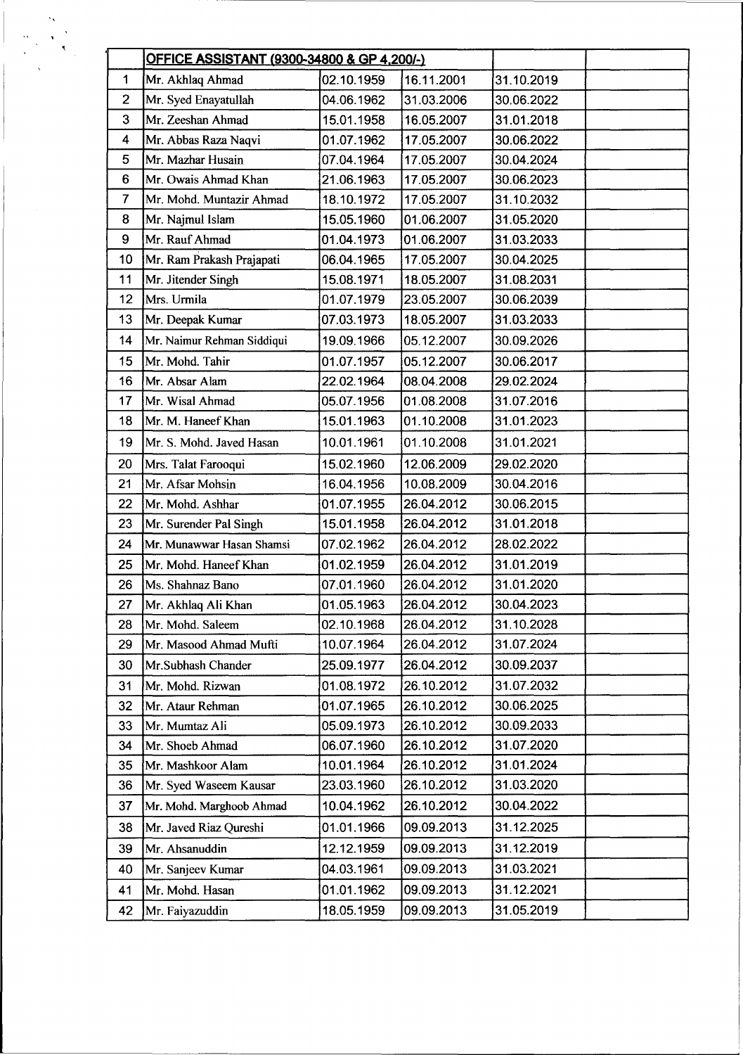| | OFFICE ASSISTANT (9300-34800 & GP 4,200/-) | | | | |
|---|---|---|---|---|---|
| 1 | Mr. Akhlaq Ahmad | 02.10.1959 | 16.11.2001 | 31.10.2019 | |
| 2 | Mr. Syed Enayatullah | 04.06.1962 | 31.03.2006 | 30.06.2022 | |
| 3 | Mr. Zeeshan Ahmad | 15.01.1958 | 16.05.2007 | 31.01.2018 | |
| 4 | Mr. Abbas Raza Naqvi | 01.07.1962 | 17.05.2007 | 30.06.2022 | |
| 5 | Mr. Mazhar Husain | 07.04.1964 | 17.05.2007 | 30.04.2024 | |
| 6 | Mr. Owais Ahmad Khan | 21.06.1963 | 17.05.2007 | 30.06.2023 | |
| 7 | Mr. Mohd. Muntazir Ahmad | 18.10.1972 | 17.05.2007 | 31.10.2032 | |
| 8 | Mr. Najmul Islam | 15.05.1960 | 01.06.2007 | 31.05.2020 | |
| 9 | Mr. Rauf Ahmad | 01.04.1973 | 01.06.2007 | 31.03.2033 | |
| 10 | Mr. Ram Prakash Prajapati | 06.04.1965 | 17.05.2007 | 30.04.2025 | |
| 11 | Mr. Jitender Singh | 15.08.1971 | 18.05.2007 | 31.08.2031 | |
| 12 | Mrs. Urmila | 01.07.1979 | 23.05.2007 | 30.06.2039 | |
| 13 | Mr. Deepak Kumar | 07.03.1973 | 18.05.2007 | 31.03.2033 | |
| 14 | Mr. Naimur Rehman Siddiqui | 19.09.1966 | 05.12.2007 | 30.09.2026 | |
| 15 | Mr. Mohd. Tahir | 01.07.1957 | 05.12.2007 | 30.06.2017 | |
| 16 | Mr. Absar Alam | 22.02.1964 | 08.04.2008 | 29.02.2024 | |
| 17 | Mr. Wisal Ahmad | 05.07.1956 | 01.08.2008 | 31.07.2016 | |
| 18 | Mr. M. Haneef Khan | 15.01.1963 | 01.10.2008 | 31.01.2023 | |
| 19 | Mr. S. Mohd. Javed Hasan | 10.01.1961 | 01.10.2008 | 31.01.2021 | |
| 20 | Mrs. Talat Farooqui | 15.02.1960 | 12.06.2009 | 29.02.2020 | |
| 21 | Mr. Afsar Mohsin | 16.04.1956 | 10.08.2009 | 30.04.2016 | |
| 22 | Mr. Mohd. Ashhar | 01.07.1955 | 26.04.2012 | 30.06.2015 | |
| 23 | Mr. Surender Pal Singh | 15.01.1958 | 26.04.2012 | 31.01.2018 | |
| 24 | Mr. Munawwar Hasan Shamsi | 07.02.1962 | 26.04.2012 | 28.02.2022 | |
| 25 | Mr. Mohd. Haneef Khan | 01.02.1959 | 26.04.2012 | 31.01.2019 | |
| 26 | Ms. Shahnaz Bano | 07.01.1960 | 26.04.2012 | 31.01.2020 | |
| 27 | Mr. Akhlaq Ali Khan | 01.05.1963 | 26.04.2012 | 30.04.2023 | |
| 28 | Mr. Mohd. Saleem | 02.10.1968 | 26.04.2012 | 31.10.2028 | |
| 29 | Mr. Masood Ahmad Mufti | 10.07.1964 | 26.04.2012 | 31.07.2024 | |
| 30 | Mr.Subhash Chander | 25.09.1977 | 26.04.2012 | 30.09.2037 | |
| 31 | Mr. Mohd. Rizwan | 01.08.1972 | 26.10.2012 | 31.07.2032 | |
| 32 | Mr. Ataur Rehman | 01.07.1965 | 26.10.2012 | 30.06.2025 | |
| 33 | Mr. Mumtaz Ali | 05.09.1973 | 26.10.2012 | 30.09.2033 | |
| 34 | Mr. Shoeb Ahmad | 06.07.1960 | 26.10.2012 | 31.07.2020 | |
| 35 | Mr. Mashkoor Alam | 10.01.1964 | 26.10.2012 | 31.01.2024 | |
| 36 | Mr. Syed Waseem Kausar | 23.03.1960 | 26.10.2012 | 31.03.2020 | |
| 37 | Mr. Mohd. Marghoob Ahmad | 10.04.1962 | 26.10.2012 | 30.04.2022 | |
| 38 | Mr. Javed Riaz Qureshi | 01.01.1966 | 09.09.2013 | 31.12.2025 | |
| 39 | Mr. Ahsanuddin | 12.12.1959 | 09.09.2013 | 31.12.2019 | |
| 40 | Mr. Sanjeev Kumar | 04.03.1961 | 09.09.2013 | 31.03.2021 | |
| 41 | Mr. Mohd. Hasan | 01.01.1962 | 09.09.2013 | 31.12.2021 | |
| 42 | Mr. Faiyazuddin | 18.05.1959 | 09.09.2013 | 31.05.2019 | |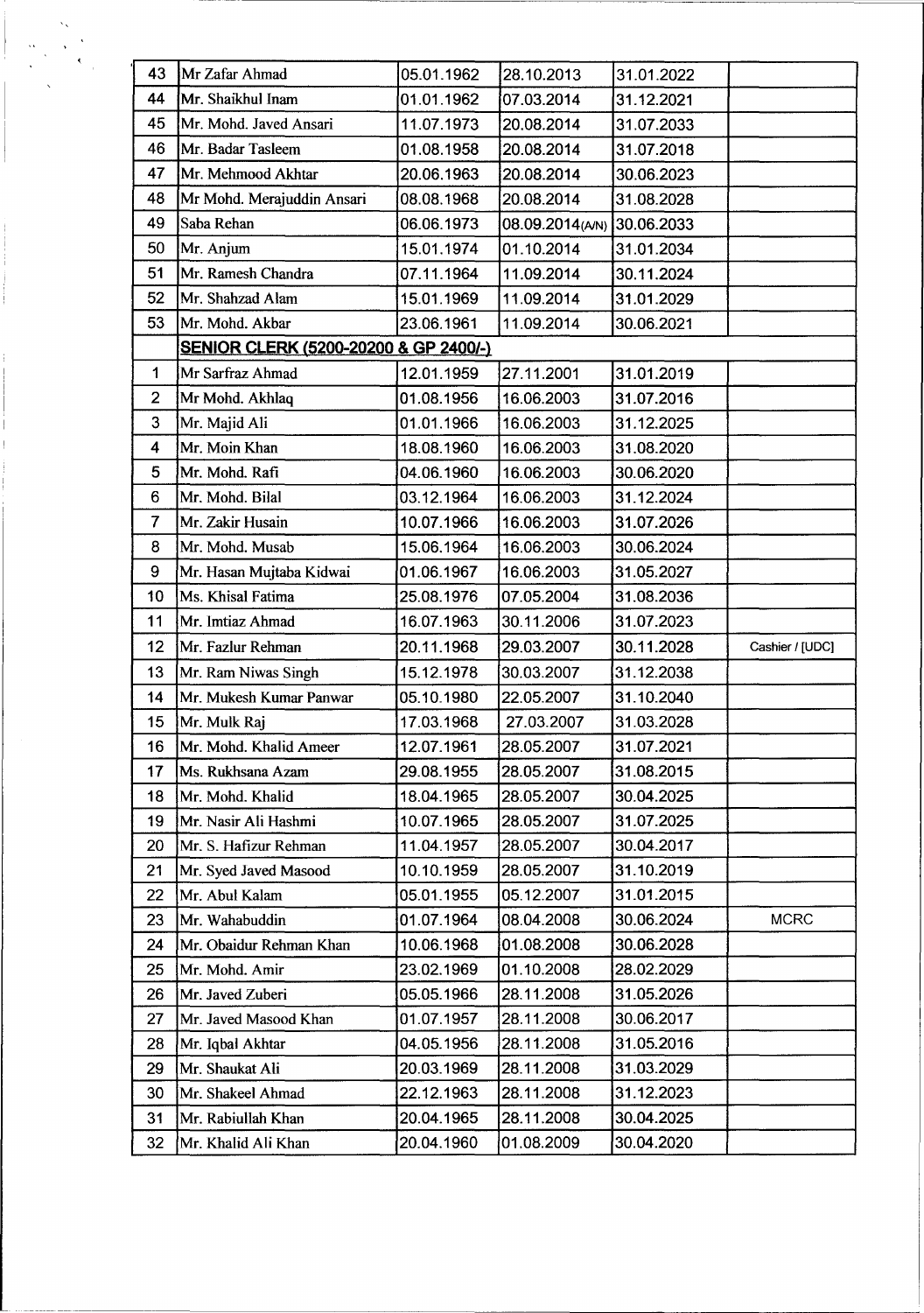| | | | | | |
|---|---|---|---|---|---|
| 43 | Mr Zafar Ahmad | 05.01.1962 | 28.10.2013 | 31.01.2022 | |
| 44 | Mr. Shaikhul Inam | 01.01.1962 | 07.03.2014 | 31.12.2021 | |
| 45 | Mr. Mohd. Javed Ansari | 11.07.1973 | 20.08.2014 | 31.07.2033 | |
| 46 | Mr. Badar Tasleem | 01.08.1958 | 20.08.2014 | 31.07.2018 | |
| 47 | Mr. Mehmood Akhtar | 20.06.1963 | 20.08.2014 | 30.06.2023 | |
| 48 | Mr Mohd. Merajuddin Ansari | 08.08.1968 | 20.08.2014 | 31.08.2028 | |
| 49 | Saba Rehan | 06.06.1973 | 08.09.2014(A/N) | 30.06.2033 | |
| 50 | Mr. Anjum | 15.01.1974 | 01.10.2014 | 31.01.2034 | |
| 51 | Mr. Ramesh Chandra | 07.11.1964 | 11.09.2014 | 30.11.2024 | |
| 52 | Mr. Shahzad Alam | 15.01.1969 | 11.09.2014 | 31.01.2029 | |
| 53 | Mr. Mohd. Akbar | 23.06.1961 | 11.09.2014 | 30.06.2021 | |
| | **SENIOR CLERK (5200-20200 & GP 2400/-)** | | | | |
| 1 | Mr Sarfraz Ahmad | 12.01.1959 | 27.11.2001 | 31.01.2019 | |
| 2 | Mr Mohd. Akhlaq | 01.08.1956 | 16.06.2003 | 31.07.2016 | |
| 3 | Mr. Majid Ali | 01.01.1966 | 16.06.2003 | 31.12.2025 | |
| 4 | Mr. Moin Khan | 18.08.1960 | 16.06.2003 | 31.08.2020 | |
| 5 | Mr. Mohd. Rafi | 04.06.1960 | 16.06.2003 | 30.06.2020 | |
| 6 | Mr. Mohd. Bilal | 03.12.1964 | 16.06.2003 | 31.12.2024 | |
| 7 | Mr. Zakir Husain | 10.07.1966 | 16.06.2003 | 31.07.2026 | |
| 8 | Mr. Mohd. Musab | 15.06.1964 | 16.06.2003 | 30.06.2024 | |
| 9 | Mr. Hasan Mujtaba Kidwai | 01.06.1967 | 16.06.2003 | 31.05.2027 | |
| 10 | Ms. Khisal Fatima | 25.08.1976 | 07.05.2004 | 31.08.2036 | |
| 11 | Mr. Imtiaz Ahmad | 16.07.1963 | 30.11.2006 | 31.07.2023 | |
| 12 | Mr. Fazlur Rehman | 20.11.1968 | 29.03.2007 | 30.11.2028 | Cashier / [UDC] |
| 13 | Mr. Ram Niwas Singh | 15.12.1978 | 30.03.2007 | 31.12.2038 | |
| 14 | Mr. Mukesh Kumar Panwar | 05.10.1980 | 22.05.2007 | 31.10.2040 | |
| 15 | Mr. Mulk Raj | 17.03.1968 | 27.03.2007 | 31.03.2028 | |
| 16 | Mr. Mohd. Khalid Ameer | 12.07.1961 | 28.05.2007 | 31.07.2021 | |
| 17 | Ms. Rukhsana Azam | 29.08.1955 | 28.05.2007 | 31.08.2015 | |
| 18 | Mr. Mohd. Khalid | 18.04.1965 | 28.05.2007 | 30.04.2025 | |
| 19 | Mr. Nasir Ali Hashmi | 10.07.1965 | 28.05.2007 | 31.07.2025 | |
| 20 | Mr. S. Hafizur Rehman | 11.04.1957 | 28.05.2007 | 30.04.2017 | |
| 21 | Mr. Syed Javed Masood | 10.10.1959 | 28.05.2007 | 31.10.2019 | |
| 22 | Mr. Abul Kalam | 05.01.1955 | 05.12.2007 | 31.01.2015 | |
| 23 | Mr. Wahabuddin | 01.07.1964 | 08.04.2008 | 30.06.2024 | MCRC |
| 24 | Mr. Obaidur Rehman Khan | 10.06.1968 | 01.08.2008 | 30.06.2028 | |
| 25 | Mr. Mohd. Amir | 23.02.1969 | 01.10.2008 | 28.02.2029 | |
| 26 | Mr. Javed Zuberi | 05.05.1966 | 28.11.2008 | 31.05.2026 | |
| 27 | Mr. Javed Masood Khan | 01.07.1957 | 28.11.2008 | 30.06.2017 | |
| 28 | Mr. Iqbal Akhtar | 04.05.1956 | 28.11.2008 | 31.05.2016 | |
| 29 | Mr. Shaukat Ali | 20.03.1969 | 28.11.2008 | 31.03.2029 | |
| 30 | Mr. Shakeel Ahmad | 22.12.1963 | 28.11.2008 | 31.12.2023 | |
| 31 | Mr. Rabiullah Khan | 20.04.1965 | 28.11.2008 | 30.04.2025 | |
| 32 | Mr. Khalid Ali Khan | 20.04.1960 | 01.08.2009 | 30.04.2020 | |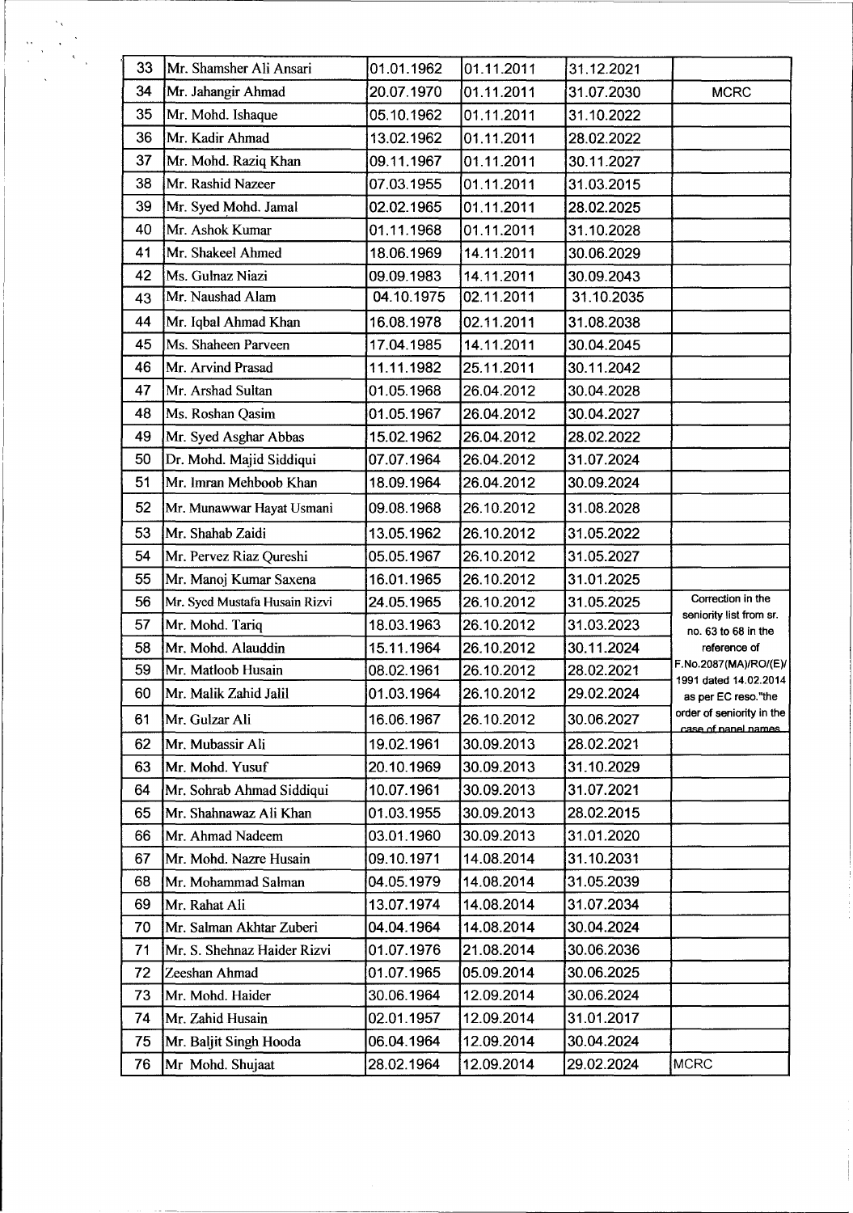| | | | | | |
|---|---|---|---|---|---|
| 33 | Mr. Shamsher Ali Ansari | 01.01.1962 | 01.11.2011 | 31.12.2021 | |
| 34 | Mr. Jahangir Ahmad | 20.07.1970 | 01.11.2011 | 31.07.2030 | MCRC |
| 35 | Mr. Mohd. Ishaque | 05.10.1962 | 01.11.2011 | 31.10.2022 | |
| 36 | Mr. Kadir Ahmad | 13.02.1962 | 01.11.2011 | 28.02.2022 | |
| 37 | Mr. Mohd. Raziq Khan | 09.11.1967 | 01.11.2011 | 30.11.2027 | |
| 38 | Mr. Rashid Nazeer | 07.03.1955 | 01.11.2011 | 31.03.2015 | |
| 39 | Mr. Syed Mohd. Jamal | 02.02.1965 | 01.11.2011 | 28.02.2025 | |
| 40 | Mr. Ashok Kumar | 01.11.1968 | 01.11.2011 | 31.10.2028 | |
| 41 | Mr. Shakeel Ahmed | 18.06.1969 | 14.11.2011 | 30.06.2029 | |
| 42 | Ms. Gulnaz Niazi | 09.09.1983 | 14.11.2011 | 30.09.2043 | |
| 43 | Mr. Naushad Alam | 04.10.1975 | 02.11.2011 | 31.10.2035 | |
| 44 | Mr. Iqbal Ahmad Khan | 16.08.1978 | 02.11.2011 | 31.08.2038 | |
| 45 | Ms. Shaheen Parveen | 17.04.1985 | 14.11.2011 | 30.04.2045 | |
| 46 | Mr. Arvind Prasad | 11.11.1982 | 25.11.2011 | 30.11.2042 | |
| 47 | Mr. Arshad Sultan | 01.05.1968 | 26.04.2012 | 30.04.2028 | |
| 48 | Ms. Roshan Qasim | 01.05.1967 | 26.04.2012 | 30.04.2027 | |
| 49 | Mr. Syed Asghar Abbas | 15.02.1962 | 26.04.2012 | 28.02.2022 | |
| 50 | Dr. Mohd. Majid Siddiqui | 07.07.1964 | 26.04.2012 | 31.07.2024 | |
| 51 | Mr. Imran Mehboob Khan | 18.09.1964 | 26.04.2012 | 30.09.2024 | |
| 52 | Mr. Munawwar Hayat Usmani | 09.08.1968 | 26.10.2012 | 31.08.2028 | |
| 53 | Mr. Shahab Zaidi | 13.05.1962 | 26.10.2012 | 31.05.2022 | |
| 54 | Mr. Pervez Riaz Qureshi | 05.05.1967 | 26.10.2012 | 31.05.2027 | |
| 55 | Mr. Manoj Kumar Saxena | 16.01.1965 | 26.10.2012 | 31.01.2025 | |
| 56 | Mr. Syed Mustafa Husain Rizvi | 24.05.1965 | 26.10.2012 | 31.05.2025 | Correction in the seniority list from sr. no. 63 to 68 in the reference of F.No.2087(MA)/RO/(E)/1991 dated 14.02.2014 as per EC reso."the order of seniority in the case of panel names |
| 57 | Mr. Mohd. Tariq | 18.03.1963 | 26.10.2012 | 31.03.2023 | |
| 58 | Mr. Mohd. Alauddin | 15.11.1964 | 26.10.2012 | 30.11.2024 | |
| 59 | Mr. Matloob Husain | 08.02.1961 | 26.10.2012 | 28.02.2021 | |
| 60 | Mr. Malik Zahid Jalil | 01.03.1964 | 26.10.2012 | 29.02.2024 | |
| 61 | Mr. Gulzar Ali | 16.06.1967 | 26.10.2012 | 30.06.2027 | |
| 62 | Mr. Mubassir Ali | 19.02.1961 | 30.09.2013 | 28.02.2021 | |
| 63 | Mr. Mohd. Yusuf | 20.10.1969 | 30.09.2013 | 31.10.2029 | |
| 64 | Mr. Sohrab Ahmad Siddiqui | 10.07.1961 | 30.09.2013 | 31.07.2021 | |
| 65 | Mr. Shahnawaz Ali Khan | 01.03.1955 | 30.09.2013 | 28.02.2015 | |
| 66 | Mr. Ahmad Nadeem | 03.01.1960 | 30.09.2013 | 31.01.2020 | |
| 67 | Mr. Mohd. Nazre Husain | 09.10.1971 | 14.08.2014 | 31.10.2031 | |
| 68 | Mr. Mohammad Salman | 04.05.1979 | 14.08.2014 | 31.05.2039 | |
| 69 | Mr. Rahat Ali | 13.07.1974 | 14.08.2014 | 31.07.2034 | |
| 70 | Mr. Salman Akhtar Zuberi | 04.04.1964 | 14.08.2014 | 30.04.2024 | |
| 71 | Mr. S. Shehnaz Haider Rizvi | 01.07.1976 | 21.08.2014 | 30.06.2036 | |
| 72 | Zeeshan Ahmad | 01.07.1965 | 05.09.2014 | 30.06.2025 | |
| 73 | Mr. Mohd. Haider | 30.06.1964 | 12.09.2014 | 30.06.2024 | |
| 74 | Mr. Zahid Husain | 02.01.1957 | 12.09.2014 | 31.01.2017 | |
| 75 | Mr. Baljit Singh Hooda | 06.04.1964 | 12.09.2014 | 30.04.2024 | |
| 76 | Mr Mohd. Shujaat | 28.02.1964 | 12.09.2014 | 29.02.2024 | MCRC |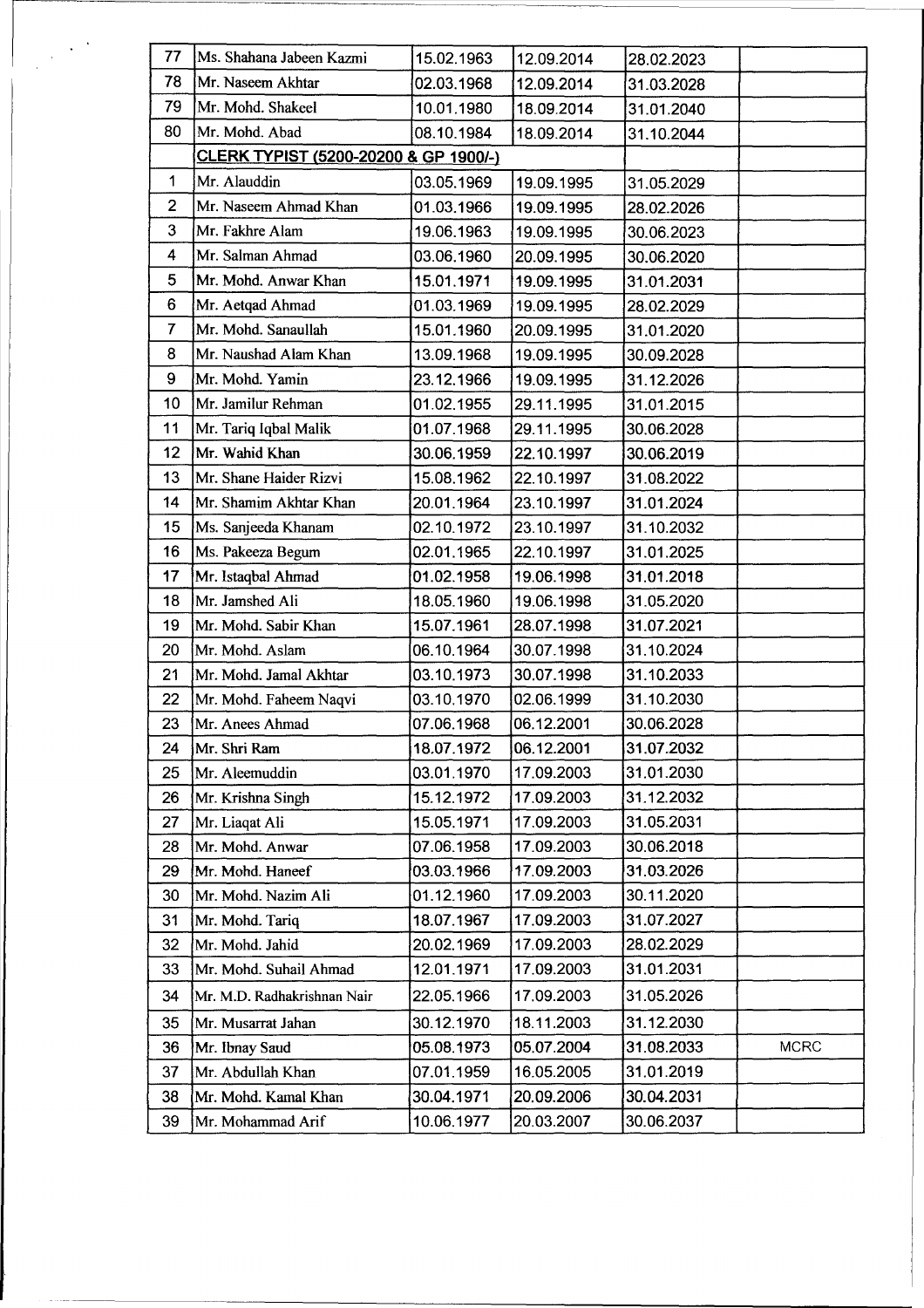| | | | | | |
|---|---|---|---|---|---|
| 77 | Ms. Shahana Jabeen Kazmi | 15.02.1963 | 12.09.2014 | 28.02.2023 | |
| 78 | Mr. Naseem Akhtar | 02.03.1968 | 12.09.2014 | 31.03.2028 | |
| 79 | Mr. Mohd. Shakeel | 10.01.1980 | 18.09.2014 | 31.01.2040 | |
| 80 | Mr. Mohd. Abad | 08.10.1984 | 18.09.2014 | 31.10.2044 | |
| | **CLERK TYPIST (5200-20200 & GP 1900/-)** | | | | |
| 1 | Mr. Alauddin | 03.05.1969 | 19.09.1995 | 31.05.2029 | |
| 2 | Mr. Naseem Ahmad Khan | 01.03.1966 | 19.09.1995 | 28.02.2026 | |
| 3 | Mr. Fakhre Alam | 19.06.1963 | 19.09.1995 | 30.06.2023 | |
| 4 | Mr. Salman Ahmad | 03.06.1960 | 20.09.1995 | 30.06.2020 | |
| 5 | Mr. Mohd. Anwar Khan | 15.01.1971 | 19.09.1995 | 31.01.2031 | |
| 6 | Mr. Aetqad Ahmad | 01.03.1969 | 19.09.1995 | 28.02.2029 | |
| 7 | Mr. Mohd. Sanaullah | 15.01.1960 | 20.09.1995 | 31.01.2020 | |
| 8 | Mr. Naushad Alam Khan | 13.09.1968 | 19.09.1995 | 30.09.2028 | |
| 9 | Mr. Mohd. Yamin | 23.12.1966 | 19.09.1995 | 31.12.2026 | |
| 10 | Mr. Jamilur Rehman | 01.02.1955 | 29.11.1995 | 31.01.2015 | |
| 11 | Mr. Tariq Iqbal Malik | 01.07.1968 | 29.11.1995 | 30.06.2028 | |
| 12 | Mr. Wahid Khan | 30.06.1959 | 22.10.1997 | 30.06.2019 | |
| 13 | Mr. Shane Haider Rizvi | 15.08.1962 | 22.10.1997 | 31.08.2022 | |
| 14 | Mr. Shamim Akhtar Khan | 20.01.1964 | 23.10.1997 | 31.01.2024 | |
| 15 | Ms. Sanjeeda Khanam | 02.10.1972 | 23.10.1997 | 31.10.2032 | |
| 16 | Ms. Pakeeza Begum | 02.01.1965 | 22.10.1997 | 31.01.2025 | |
| 17 | Mr. Istaqbal Ahmad | 01.02.1958 | 19.06.1998 | 31.01.2018 | |
| 18 | Mr. Jamshed Ali | 18.05.1960 | 19.06.1998 | 31.05.2020 | |
| 19 | Mr. Mohd. Sabir Khan | 15.07.1961 | 28.07.1998 | 31.07.2021 | |
| 20 | Mr. Mohd. Aslam | 06.10.1964 | 30.07.1998 | 31.10.2024 | |
| 21 | Mr. Mohd. Jamal Akhtar | 03.10.1973 | 30.07.1998 | 31.10.2033 | |
| 22 | Mr. Mohd. Faheem Naqvi | 03.10.1970 | 02.06.1999 | 31.10.2030 | |
| 23 | Mr. Anees Ahmad | 07.06.1968 | 06.12.2001 | 30.06.2028 | |
| 24 | Mr. Shri Ram | 18.07.1972 | 06.12.2001 | 31.07.2032 | |
| 25 | Mr. Aleemuddin | 03.01.1970 | 17.09.2003 | 31.01.2030 | |
| 26 | Mr. Krishna Singh | 15.12.1972 | 17.09.2003 | 31.12.2032 | |
| 27 | Mr. Liaqat Ali | 15.05.1971 | 17.09.2003 | 31.05.2031 | |
| 28 | Mr. Mohd. Anwar | 07.06.1958 | 17.09.2003 | 30.06.2018 | |
| 29 | Mr. Mohd. Haneef | 03.03.1966 | 17.09.2003 | 31.03.2026 | |
| 30 | Mr. Mohd. Nazim Ali | 01.12.1960 | 17.09.2003 | 30.11.2020 | |
| 31 | Mr. Mohd. Tariq | 18.07.1967 | 17.09.2003 | 31.07.2027 | |
| 32 | Mr. Mohd. Jahid | 20.02.1969 | 17.09.2003 | 28.02.2029 | |
| 33 | Mr. Mohd. Suhail Ahmad | 12.01.1971 | 17.09.2003 | 31.01.2031 | |
| 34 | Mr. M.D. Radhakrishnan Nair | 22.05.1966 | 17.09.2003 | 31.05.2026 | |
| 35 | Mr. Musarrat Jahan | 30.12.1970 | 18.11.2003 | 31.12.2030 | |
| 36 | Mr. Ibnay Saud | 05.08.1973 | 05.07.2004 | 31.08.2033 | MCRC |
| 37 | Mr. Abdullah Khan | 07.01.1959 | 16.05.2005 | 31.01.2019 | |
| 38 | Mr. Mohd. Kamal Khan | 30.04.1971 | 20.09.2006 | 30.04.2031 | |
| 39 | Mr. Mohammad Arif | 10.06.1977 | 20.03.2007 | 30.06.2037 | |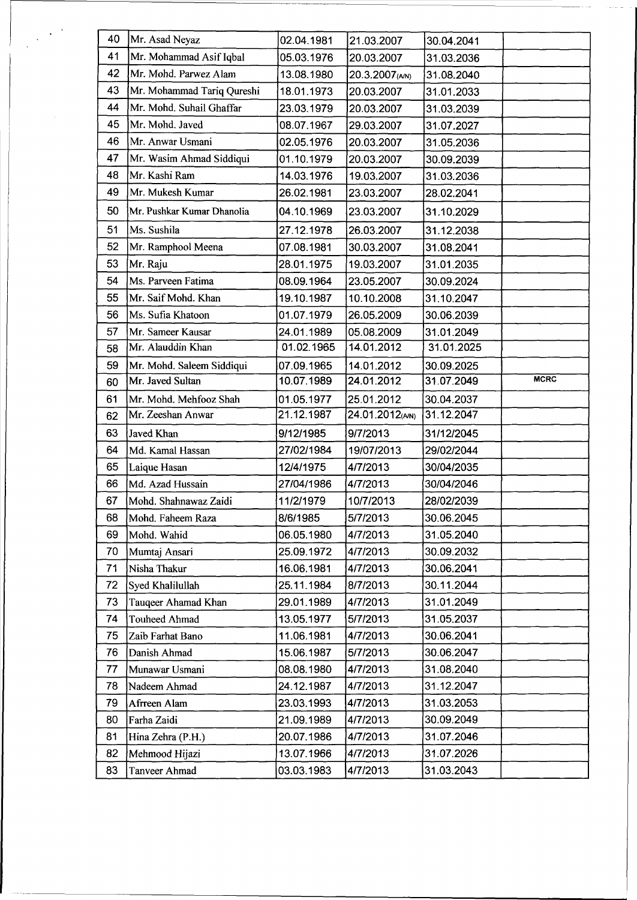| 40 | Mr. Asad Neyaz | 02.04.1981 | 21.03.2007 | 30.04.2041 | |
|---|---|---|---|---|---|
| 41 | Mr. Mohammad Asif Iqbal | 05.03.1976 | 20.03.2007 | 31.03.2036 | |
| 42 | Mr. Mohd. Parwez Alam | 13.08.1980 | 20.3.2007(A/N) | 31.08.2040 | |
| 43 | Mr. Mohammad Tariq Qureshi | 18.01.1973 | 20.03.2007 | 31.01.2033 | |
| 44 | Mr. Mohd. Suhail Ghaffar | 23.03.1979 | 20.03.2007 | 31.03.2039 | |
| 45 | Mr. Mohd. Javed | 08.07.1967 | 29.03.2007 | 31.07.2027 | |
| 46 | Mr. Anwar Usmani | 02.05.1976 | 20.03.2007 | 31.05.2036 | |
| 47 | Mr. Wasim Ahmad Siddiqui | 01.10.1979 | 20.03.2007 | 30.09.2039 | |
| 48 | Mr. Kashi Ram | 14.03.1976 | 19.03.2007 | 31.03.2036 | |
| 49 | Mr. Mukesh Kumar | 26.02.1981 | 23.03.2007 | 28.02.2041 | |
| 50 | Mr. Pushkar Kumar Dhanolia | 04.10.1969 | 23.03.2007 | 31.10.2029 | |
| 51 | Ms. Sushila | 27.12.1978 | 26.03.2007 | 31.12.2038 | |
| 52 | Mr. Ramphool Meena | 07.08.1981 | 30.03.2007 | 31.08.2041 | |
| 53 | Mr. Raju | 28.01.1975 | 19.03.2007 | 31.01.2035 | |
| 54 | Ms. Parveen Fatima | 08.09.1964 | 23.05.2007 | 30.09.2024 | |
| 55 | Mr. Saif Mohd. Khan | 19.10.1987 | 10.10.2008 | 31.10.2047 | |
| 56 | Ms. Sufia Khatoon | 01.07.1979 | 26.05.2009 | 30.06.2039 | |
| 57 | Mr. Sameer Kausar | 24.01.1989 | 05.08.2009 | 31.01.2049 | |
| 58 | Mr. Alauddin Khan | 01.02.1965 | 14.01.2012 | 31.01.2025 | |
| 59 | Mr. Mohd. Saleem Siddiqui | 07.09.1965 | 14.01.2012 | 30.09.2025 | |
| 60 | Mr. Javed Sultan | 10.07.1989 | 24.01.2012 | 31.07.2049 | MCRC |
| 61 | Mr. Mohd. Mehfooz Shah | 01.05.1977 | 25.01.2012 | 30.04.2037 | |
| 62 | Mr. Zeeshan Anwar | 21.12.1987 | 24.01.2012(A/N) | 31.12.2047 | |
| 63 | Javed Khan | 9/12/1985 | 9/7/2013 | 31/12/2045 | |
| 64 | Md. Kamal Hassan | 27/02/1984 | 19/07/2013 | 29/02/2044 | |
| 65 | Laique Hasan | 12/4/1975 | 4/7/2013 | 30/04/2035 | |
| 66 | Md. Azad Hussain | 27/04/1986 | 4/7/2013 | 30/04/2046 | |
| 67 | Mohd. Shahnawaz Zaidi | 11/2/1979 | 10/7/2013 | 28/02/2039 | |
| 68 | Mohd. Faheem Raza | 8/6/1985 | 5/7/2013 | 30.06.2045 | |
| 69 | Mohd. Wahid | 06.05.1980 | 4/7/2013 | 31.05.2040 | |
| 70 | Mumtaj Ansari | 25.09.1972 | 4/7/2013 | 30.09.2032 | |
| 71 | Nisha Thakur | 16.06.1981 | 4/7/2013 | 30.06.2041 | |
| 72 | Syed Khalilullah | 25.11.1984 | 8/7/2013 | 30.11.2044 | |
| 73 | Tauqeer Ahamad Khan | 29.01.1989 | 4/7/2013 | 31.01.2049 | |
| 74 | Touheed Ahmad | 13.05.1977 | 5/7/2013 | 31.05.2037 | |
| 75 | Zaib Farhat Bano | 11.06.1981 | 4/7/2013 | 30.06.2041 | |
| 76 | Danish Ahmad | 15.06.1987 | 5/7/2013 | 30.06.2047 | |
| 77 | Munawar Usmani | 08.08.1980 | 4/7/2013 | 31.08.2040 | |
| 78 | Nadeem Ahmad | 24.12.1987 | 4/7/2013 | 31.12.2047 | |
| 79 | Afreen Alam | 23.03.1993 | 4/7/2013 | 31.03.2053 | |
| 80 | Farha Zaidi | 21.09.1989 | 4/7/2013 | 30.09.2049 | |
| 81 | Hina Zehra (P.H.) | 20.07.1986 | 4/7/2013 | 31.07.2046 | |
| 82 | Mehmood Hijazi | 13.07.1966 | 4/7/2013 | 31.07.2026 | |
| 83 | Tanveer Ahmad | 03.03.1983 | 4/7/2013 | 31.03.2043 | |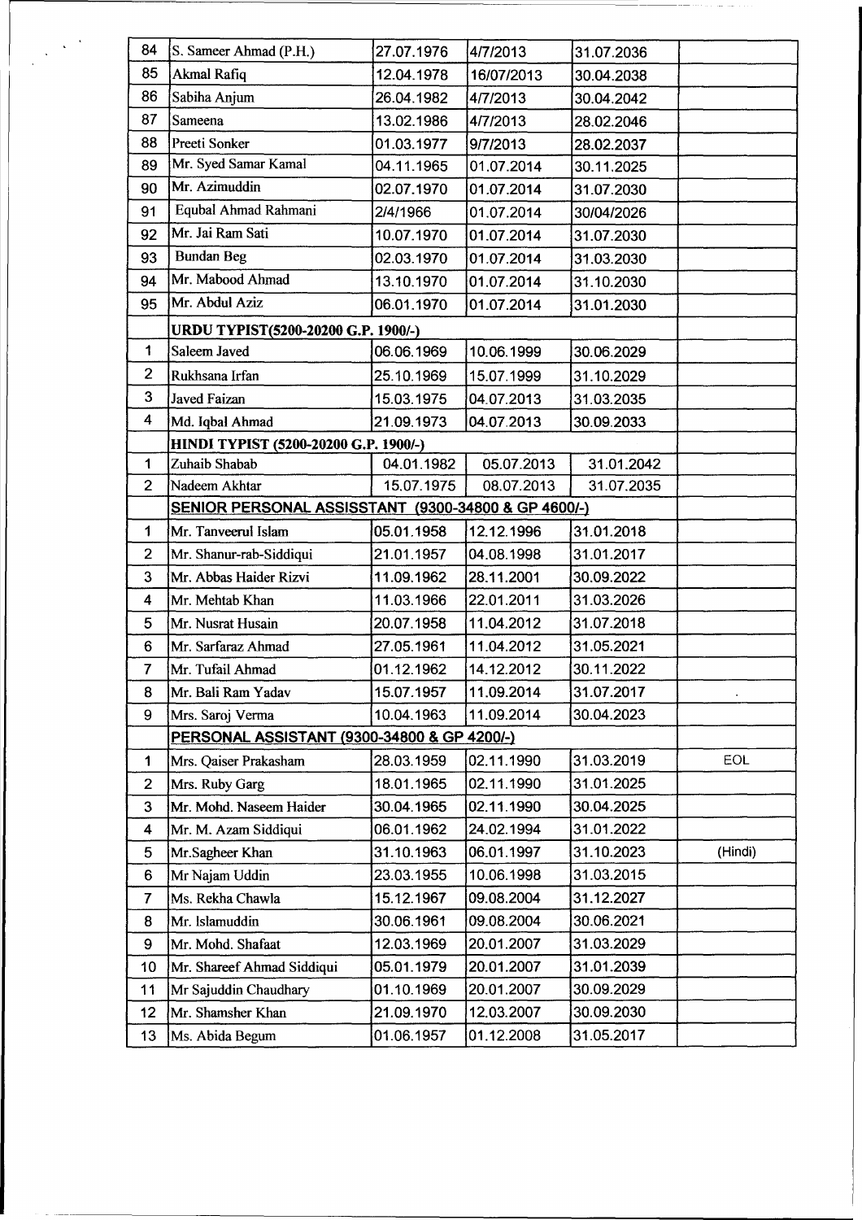| | | | | | |
|---|---|---|---|---|---|
| 84 | S. Sameer Ahmad (P.H.) | 27.07.1976 | 4/7/2013 | 31.07.2036 | |
| 85 | Akmal Rafiq | 12.04.1978 | 16/07/2013 | 30.04.2038 | |
| 86 | Sabiha Anjum | 26.04.1982 | 4/7/2013 | 30.04.2042 | |
| 87 | Sameena | 13.02.1986 | 4/7/2013 | 28.02.2046 | |
| 88 | Preeti Sonker | 01.03.1977 | 9/7/2013 | 28.02.2037 | |
| 89 | Mr. Syed Samar Kamal | 04.11.1965 | 01.07.2014 | 30.11.2025 | |
| 90 | Mr. Azimuddin | 02.07.1970 | 01.07.2014 | 31.07.2030 | |
| 91 | Equbal Ahmad Rahmani | 2/4/1966 | 01.07.2014 | 30/04/2026 | |
| 92 | Mr. Jai Ram Sati | 10.07.1970 | 01.07.2014 | 31.07.2030 | |
| 93 | Bundan Beg | 02.03.1970 | 01.07.2014 | 31.03.2030 | |
| 94 | Mr. Mabood Ahmad | 13.10.1970 | 01.07.2014 | 31.10.2030 | |
| 95 | Mr. Abdul Aziz | 06.01.1970 | 01.07.2014 | 31.01.2030 | |
| | **URDU TYPIST(5200-20200 G.P. 1900/-)** | | | | |
| 1 | Saleem Javed | 06.06.1969 | 10.06.1999 | 30.06.2029 | |
| 2 | Rukhsana Irfan | 25.10.1969 | 15.07.1999 | 31.10.2029 | |
| 3 | Javed Faizan | 15.03.1975 | 04.07.2013 | 31.03.2035 | |
| 4 | Md. Iqbal Ahmad | 21.09.1973 | 04.07.2013 | 30.09.2033 | |
| | **HINDI TYPIST (5200-20200 G.P. 1900/-)** | | | | |
| 1 | Zuhaib Shabab | 04.01.1982 | 05.07.2013 | 31.01.2042 | |
| 2 | Nadeem Akhtar | 15.07.1975 | 08.07.2013 | 31.07.2035 | |
| | **SENIOR PERSONAL ASSISSTANT (9300-34800 & GP 4600/-)** | | | | |
| 1 | Mr. Tanveerul Islam | 05.01.1958 | 12.12.1996 | 31.01.2018 | |
| 2 | Mr. Shanur-rab-Siddiqui | 21.01.1957 | 04.08.1998 | 31.01.2017 | |
| 3 | Mr. Abbas Haider Rizvi | 11.09.1962 | 28.11.2001 | 30.09.2022 | |
| 4 | Mr. Mehtab Khan | 11.03.1966 | 22.01.2011 | 31.03.2026 | |
| 5 | Mr. Nusrat Husain | 20.07.1958 | 11.04.2012 | 31.07.2018 | |
| 6 | Mr. Sarfaraz Ahmad | 27.05.1961 | 11.04.2012 | 31.05.2021 | |
| 7 | Mr. Tufail Ahmad | 01.12.1962 | 14.12.2012 | 30.11.2022 | |
| 8 | Mr. Bali Ram Yadav | 15.07.1957 | 11.09.2014 | 31.07.2017 | |
| 9 | Mrs. Saroj Verma | 10.04.1963 | 11.09.2014 | 30.04.2023 | |
| | **PERSONAL ASSISTANT (9300-34800 & GP 4200/-)** | | | | |
| 1 | Mrs. Qaiser Prakasham | 28.03.1959 | 02.11.1990 | 31.03.2019 | EOL |
| 2 | Mrs. Ruby Garg | 18.01.1965 | 02.11.1990 | 31.01.2025 | |
| 3 | Mr. Mohd. Naseem Haider | 30.04.1965 | 02.11.1990 | 30.04.2025 | |
| 4 | Mr. M. Azam Siddiqui | 06.01.1962 | 24.02.1994 | 31.01.2022 | |
| 5 | Mr.Sagheer Khan | 31.10.1963 | 06.01.1997 | 31.10.2023 | (Hindi) |
| 6 | Mr Najam Uddin | 23.03.1955 | 10.06.1998 | 31.03.2015 | |
| 7 | Ms. Rekha Chawla | 15.12.1967 | 09.08.2004 | 31.12.2027 | |
| 8 | Mr. Islamuddin | 30.06.1961 | 09.08.2004 | 30.06.2021 | |
| 9 | Mr. Mohd. Shafaat | 12.03.1969 | 20.01.2007 | 31.03.2029 | |
| 10 | Mr. Shareef Ahmad Siddiqui | 05.01.1979 | 20.01.2007 | 31.01.2039 | |
| 11 | Mr Sajuddin Chaudhary | 01.10.1969 | 20.01.2007 | 30.09.2029 | |
| 12 | Mr. Shamsher Khan | 21.09.1970 | 12.03.2007 | 30.09.2030 | |
| 13 | Ms. Abida Begum | 01.06.1957 | 01.12.2008 | 31.05.2017 | |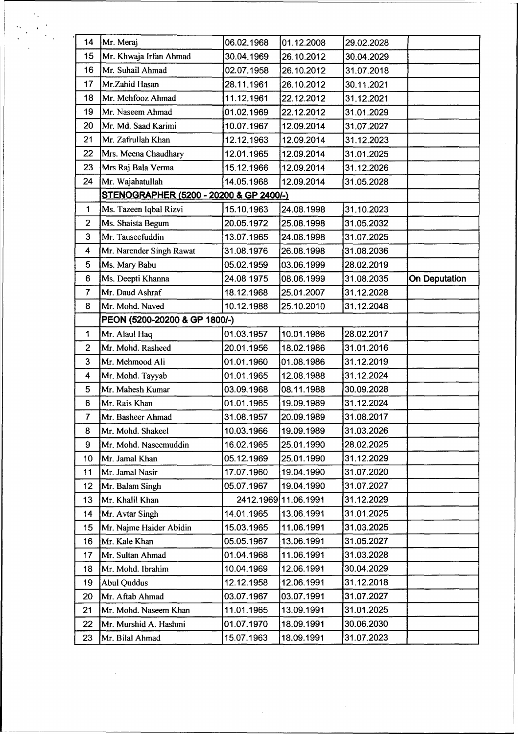| 14 | Mr. Meraj | 06.02.1968 | 01.12.2008 | 29.02.2028 | |
|---|---|---|---|---|---|
| 15 | Mr. Khwaja Irfan Ahmad | 30.04.1969 | 26.10.2012 | 30.04.2029 | |
| 16 | Mr. Suhail Ahmad | 02.07.1958 | 26.10.2012 | 31.07.2018 | |
| 17 | Mr.Zahid Hasan | 28.11.1961 | 26.10.2012 | 30.11.2021 | |
| 18 | Mr. Mehfooz Ahmad | 11.12.1961 | 22.12.2012 | 31.12.2021 | |
| 19 | Mr. Naseem Ahmad | 01.02.1969 | 22.12.2012 | 31.01.2029 | |
| 20 | Mr. Md. Saad Karimi | 10.07.1967 | 12.09.2014 | 31.07.2027 | |
| 21 | Mr. Zafrullah Khan | 12.12.1963 | 12.09.2014 | 31.12.2023 | |
| 22 | Mrs. Meena Chaudhary | 12.01.1965 | 12.09.2014 | 31.01.2025 | |
| 23 | Mrs Raj Bala Verma | 15.12.1966 | 12.09.2014 | 31.12.2026 | |
| 24 | Mr. Wajahatullah | 14.05.1968 | 12.09.2014 | 31.05.2028 | |
| | **STENOGRAPHER (5200 - 20200 & GP 2400/-)** | | | | |
| 1 | Ms. Tazeen Iqbal Rizvi | 15.10.1963 | 24.08.1998 | 31.10.2023 | |
| 2 | Ms. Shaista Begum | 20.05.1972 | 25.08.1998 | 31.05.2032 | |
| 3 | Mr. Tauseefuddin | 13.07.1965 | 24.08.1998 | 31.07.2025 | |
| 4 | Mr. Narender Singh Rawat | 31.08.1976 | 26.08.1998 | 31.08.2036 | |
| 5 | Ms. Mary Babu | 05.02.1959 | 03.06.1999 | 28.02.2019 | |
| 6 | Ms. Deepti Khanna | 24.08 1975 | 08.06.1999 | 31.08.2035 | **On Deputation** |
| 7 | Mr. Daud Ashraf | 18.12.1968 | 25.01.2007 | 31.12.2028 | |
| 8 | Mr. Mohd. Naved | 10.12.1988 | 25.10.2010 | 31.12.2048 | |
| | **PEON (5200-20200 & GP 1800/-)** | | | | |
| 1 | Mr. Alaul Haq | 01.03.1957 | 10.01.1986 | 28.02.2017 | |
| 2 | Mr. Mohd. Rasheed | 20.01.1956 | 18.02.1986 | 31.01.2016 | |
| 3 | Mr. Mehmood Ali | 01.01.1960 | 01.08.1986 | 31.12.2019 | |
| 4 | Mr. Mohd. Tayyab | 01.01.1965 | 12.08.1988 | 31.12.2024 | |
| 5 | Mr. Mahesh Kumar | 03.09.1968 | 08.11.1988 | 30.09.2028 | |
| 6 | Mr. Rais Khan | 01.01.1965 | 19.09.1989 | 31.12.2024 | |
| 7 | Mr. Basheer Ahmad | 31.08.1957 | 20.09.1989 | 31.08.2017 | |
| 8 | Mr. Mohd. Shakeel | 10.03.1966 | 19.09.1989 | 31.03.2026 | |
| 9 | Mr. Mohd. Naseemuddin | 16.02.1965 | 25.01.1990 | 28.02.2025 | |
| 10 | Mr. Jamal Khan | 05.12.1969 | 25.01.1990 | 31.12.2029 | |
| 11 | Mr. Jamal Nasir | 17.07.1960 | 19.04.1990 | 31.07.2020 | |
| 12 | Mr. Balam Singh | 05.07.1967 | 19.04.1990 | 31.07.2027 | |
| 13 | Mr. Khalil Khan | 2412.1969 | 11.06.1991 | 31.12.2029 | |
| 14 | Mr. Avtar Singh | 14.01.1965 | 13.06.1991 | 31.01.2025 | |
| 15 | Mr. Najme Haider Abidin | 15.03.1965 | 11.06.1991 | 31.03.2025 | |
| 16 | Mr. Kale Khan | 05.05.1967 | 13.06.1991 | 31.05.2027 | |
| 17 | Mr. Sultan Ahmad | 01.04.1968 | 11.06.1991 | 31.03.2028 | |
| 18 | Mr. Mohd. Ibrahim | 10.04.1969 | 12.06.1991 | 30.04.2029 | |
| 19 | Abul Quddus | 12.12.1958 | 12.06.1991 | 31.12.2018 | |
| 20 | Mr. Aftab Ahmad | 03.07.1967 | 03.07.1991 | 31.07.2027 | |
| 21 | Mr. Mohd. Naseem Khan | 11.01.1965 | 13.09.1991 | 31.01.2025 | |
| 22 | Mr. Murshid A. Hashmi | 01.07.1970 | 18.09.1991 | 30.06.2030 | |
| 23 | Mr. Bilal Ahmad | 15.07.1963 | 18.09.1991 | 31.07.2023 | |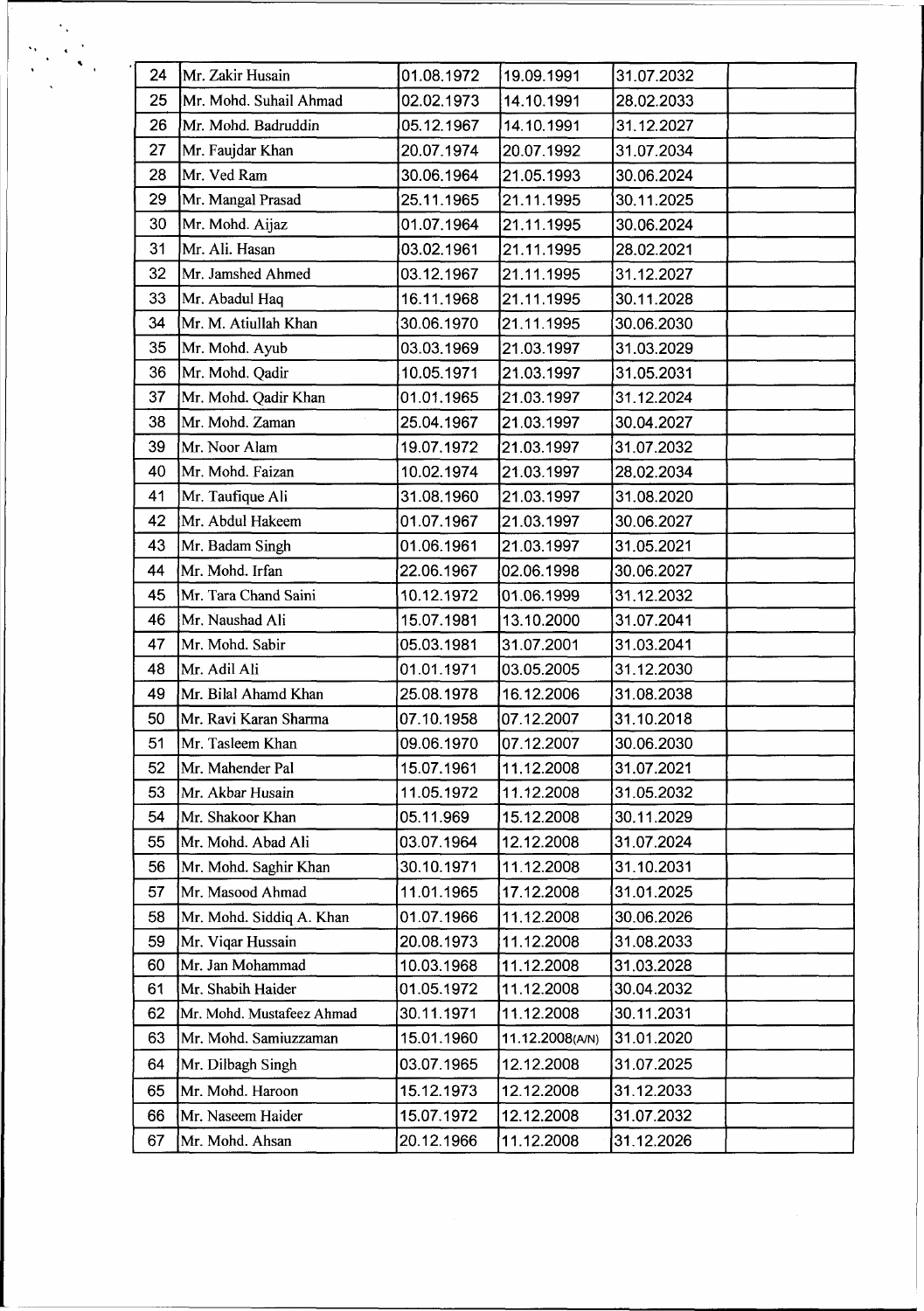| 24 | Mr. Zakir Husain | 01.08.1972 | 19.09.1991 | 31.07.2032 | |
|---|---|---|---|---|---|
| 25 | Mr. Mohd. Suhail Ahmad | 02.02.1973 | 14.10.1991 | 28.02.2033 | |
| 26 | Mr. Mohd. Badruddin | 05.12.1967 | 14.10.1991 | 31.12.2027 | |
| 27 | Mr. Faujdar Khan | 20.07.1974 | 20.07.1992 | 31.07.2034 | |
| 28 | Mr. Ved Ram | 30.06.1964 | 21.05.1993 | 30.06.2024 | |
| 29 | Mr. Mangal Prasad | 25.11.1965 | 21.11.1995 | 30.11.2025 | |
| 30 | Mr. Mohd. Aijaz | 01.07.1964 | 21.11.1995 | 30.06.2024 | |
| 31 | Mr. Ali. Hasan | 03.02.1961 | 21.11.1995 | 28.02.2021 | |
| 32 | Mr. Jamshed Ahmed | 03.12.1967 | 21.11.1995 | 31.12.2027 | |
| 33 | Mr. Abadul Haq | 16.11.1968 | 21.11.1995 | 30.11.2028 | |
| 34 | Mr. M. Atiullah Khan | 30.06.1970 | 21.11.1995 | 30.06.2030 | |
| 35 | Mr. Mohd. Ayub | 03.03.1969 | 21.03.1997 | 31.03.2029 | |
| 36 | Mr. Mohd. Qadir | 10.05.1971 | 21.03.1997 | 31.05.2031 | |
| 37 | Mr. Mohd. Qadir Khan | 01.01.1965 | 21.03.1997 | 31.12.2024 | |
| 38 | Mr. Mohd. Zaman | 25.04.1967 | 21.03.1997 | 30.04.2027 | |
| 39 | Mr. Noor Alam | 19.07.1972 | 21.03.1997 | 31.07.2032 | |
| 40 | Mr. Mohd. Faizan | 10.02.1974 | 21.03.1997 | 28.02.2034 | |
| 41 | Mr. Taufique Ali | 31.08.1960 | 21.03.1997 | 31.08.2020 | |
| 42 | Mr. Abdul Hakeem | 01.07.1967 | 21.03.1997 | 30.06.2027 | |
| 43 | Mr. Badam Singh | 01.06.1961 | 21.03.1997 | 31.05.2021 | |
| 44 | Mr. Mohd. Irfan | 22.06.1967 | 02.06.1998 | 30.06.2027 | |
| 45 | Mr. Tara Chand Saini | 10.12.1972 | 01.06.1999 | 31.12.2032 | |
| 46 | Mr. Naushad Ali | 15.07.1981 | 13.10.2000 | 31.07.2041 | |
| 47 | Mr. Mohd. Sabir | 05.03.1981 | 31.07.2001 | 31.03.2041 | |
| 48 | Mr. Adil Ali | 01.01.1971 | 03.05.2005 | 31.12.2030 | |
| 49 | Mr. Bilal Ahamd Khan | 25.08.1978 | 16.12.2006 | 31.08.2038 | |
| 50 | Mr. Ravi Karan Sharma | 07.10.1958 | 07.12.2007 | 31.10.2018 | |
| 51 | Mr. Tasleem Khan | 09.06.1970 | 07.12.2007 | 30.06.2030 | |
| 52 | Mr. Mahender Pal | 15.07.1961 | 11.12.2008 | 31.07.2021 | |
| 53 | Mr. Akbar Husain | 11.05.1972 | 11.12.2008 | 31.05.2032 | |
| 54 | Mr. Shakoor Khan | 05.11.969 | 15.12.2008 | 30.11.2029 | |
| 55 | Mr. Mohd. Abad Ali | 03.07.1964 | 12.12.2008 | 31.07.2024 | |
| 56 | Mr. Mohd. Saghir Khan | 30.10.1971 | 11.12.2008 | 31.10.2031 | |
| 57 | Mr. Masood Ahmad | 11.01.1965 | 17.12.2008 | 31.01.2025 | |
| 58 | Mr. Mohd. Siddiq A. Khan | 01.07.1966 | 11.12.2008 | 30.06.2026 | |
| 59 | Mr. Viqar Hussain | 20.08.1973 | 11.12.2008 | 31.08.2033 | |
| 60 | Mr. Jan Mohammad | 10.03.1968 | 11.12.2008 | 31.03.2028 | |
| 61 | Mr. Shabih Haider | 01.05.1972 | 11.12.2008 | 30.04.2032 | |
| 62 | Mr. Mohd. Mustafeez Ahmad | 30.11.1971 | 11.12.2008 | 30.11.2031 | |
| 63 | Mr. Mohd. Samiuzzaman | 15.01.1960 | 11.12.2008(A/N) | 31.01.2020 | |
| 64 | Mr. Dilbagh Singh | 03.07.1965 | 12.12.2008 | 31.07.2025 | |
| 65 | Mr. Mohd. Haroon | 15.12.1973 | 12.12.2008 | 31.12.2033 | |
| 66 | Mr. Naseem Haider | 15.07.1972 | 12.12.2008 | 31.07.2032 | |
| 67 | Mr. Mohd. Ahsan | 20.12.1966 | 11.12.2008 | 31.12.2026 | |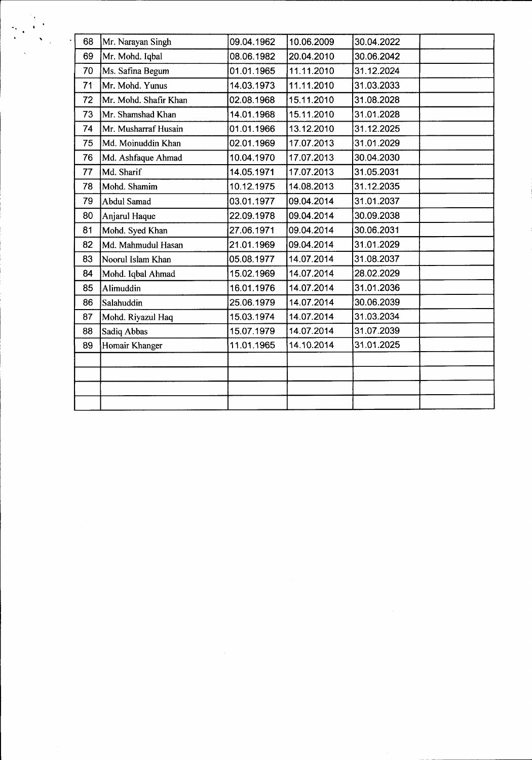| | | | | | |
|---|---|---|---|---|---|
| 68 | Mr. Narayan Singh | 09.04.1962 | 10.06.2009 | 30.04.2022 | |
| 69 | Mr. Mohd. Iqbal | 08.06.1982 | 20.04.2010 | 30.06.2042 | |
| 70 | Ms. Safina Begum | 01.01.1965 | 11.11.2010 | 31.12.2024 | |
| 71 | Mr. Mohd. Yunus | 14.03.1973 | 11.11.2010 | 31.03.2033 | |
| 72 | Mr. Mohd. Shafir Khan | 02.08.1968 | 15.11.2010 | 31.08.2028 | |
| 73 | Mr. Shamshad Khan | 14.01.1968 | 15.11.2010 | 31.01.2028 | |
| 74 | Mr. Musharraf Husain | 01.01.1966 | 13.12.2010 | 31.12.2025 | |
| 75 | Md. Moinuddin Khan | 02.01.1969 | 17.07.2013 | 31.01.2029 | |
| 76 | Md. Ashfaque Ahmad | 10.04.1970 | 17.07.2013 | 30.04.2030 | |
| 77 | Md. Sharif | 14.05.1971 | 17.07.2013 | 31.05.2031 | |
| 78 | Mohd. Shamim | 10.12.1975 | 14.08.2013 | 31.12.2035 | |
| 79 | Abdul Samad | 03.01.1977 | 09.04.2014 | 31.01.2037 | |
| 80 | Anjarul Haque | 22.09.1978 | 09.04.2014 | 30.09.2038 | |
| 81 | Mohd. Syed Khan | 27.06.1971 | 09.04.2014 | 30.06.2031 | |
| 82 | Md. Mahmudul Hasan | 21.01.1969 | 09.04.2014 | 31.01.2029 | |
| 83 | Noorul Islam Khan | 05.08.1977 | 14.07.2014 | 31.08.2037 | |
| 84 | Mohd. Iqbal Ahmad | 15.02.1969 | 14.07.2014 | 28.02.2029 | |
| 85 | Alimuddin | 16.01.1976 | 14.07.2014 | 31.01.2036 | |
| 86 | Salahuddin | 25.06.1979 | 14.07.2014 | 30.06.2039 | |
| 87 | Mohd. Riyazul Haq | 15.03.1974 | 14.07.2014 | 31.03.2034 | |
| 88 | Sadiq Abbas | 15.07.1979 | 14.07.2014 | 31.07.2039 | |
| 89 | Homair Khanger | 11.01.1965 | 14.10.2014 | 31.01.2025 | |
| | | | | | |
| | | | | | |
| | | | | | |
| | | | | | |